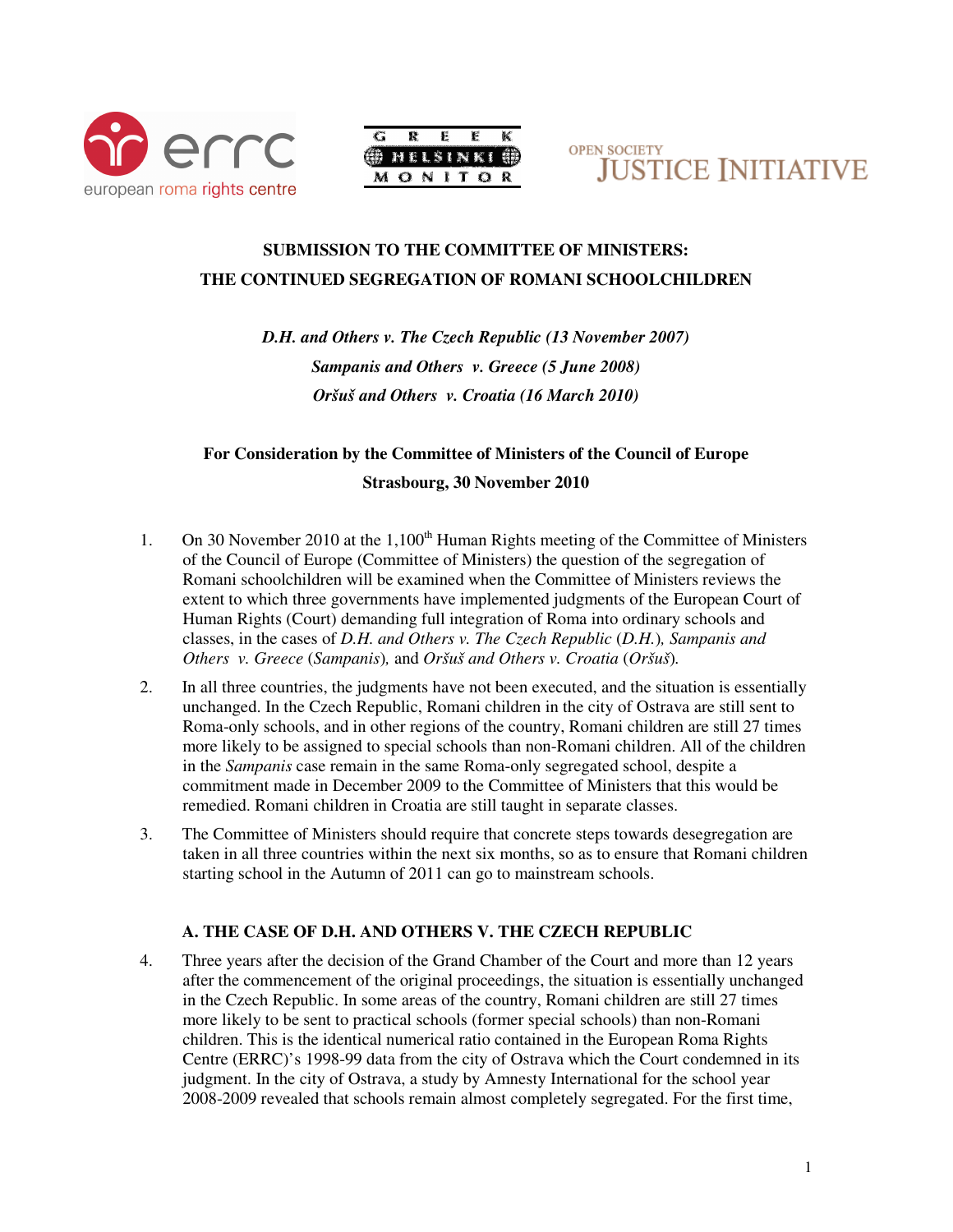# SUBMISSION TO THE COMMITTEE OF MINISTERS: THE CONTINUED SEGREGATION OF ROMANI SCHOOLCHILDREN

***D.H. and Others v. The Czech Republic (13 November 2007)***
***Sampanis and Others v. Greece (5 June 2008)***
***Oršuš and Others v. Croatia (16 March 2010)***

**For Consideration by the Committee of Ministers of the Council of Europe**
**Strasbourg, 30 November 2010**

1. On 30 November 2010 at the 1,100th Human Rights meeting of the Committee of Ministers of the Council of Europe (Committee of Ministers) the question of the segregation of Romani schoolchildren will be examined when the Committee of Ministers reviews the extent to which three governments have implemented judgments of the European Court of Human Rights (Court) demanding full integration of Roma into ordinary schools and classes, in the cases of *D.H. and Others v. The Czech Republic* (*D.H.*)*, Sampanis and Others v. Greece* (*Sampanis*)*,* and *Oršuš and Others v. Croatia* (*Oršuš*)*.*

2. In all three countries, the judgments have not been executed, and the situation is essentially unchanged. In the Czech Republic, Romani children in the city of Ostrava are still sent to Roma-only schools, and in other regions of the country, Romani children are still 27 times more likely to be assigned to special schools than non-Romani children. All of the children in the *Sampanis* case remain in the same Roma-only segregated school, despite a commitment made in December 2009 to the Committee of Ministers that this would be remedied. Romani children in Croatia are still taught in separate classes.

3. The Committee of Ministers should require that concrete steps towards desegregation are taken in all three countries within the next six months, so as to ensure that Romani children starting school in the Autumn of 2011 can go to mainstream schools.

## A. THE CASE OF D.H. AND OTHERS V. THE CZECH REPUBLIC

4. Three years after the decision of the Grand Chamber of the Court and more than 12 years after the commencement of the original proceedings, the situation is essentially unchanged in the Czech Republic. In some areas of the country, Romani children are still 27 times more likely to be sent to practical schools (former special schools) than non-Romani children. This is the identical numerical ratio contained in the European Roma Rights Centre (ERRC)'s 1998-99 data from the city of Ostrava which the Court condemned in its judgment. In the city of Ostrava, a study by Amnesty International for the school year 2008-2009 revealed that schools remain almost completely segregated. For the first time,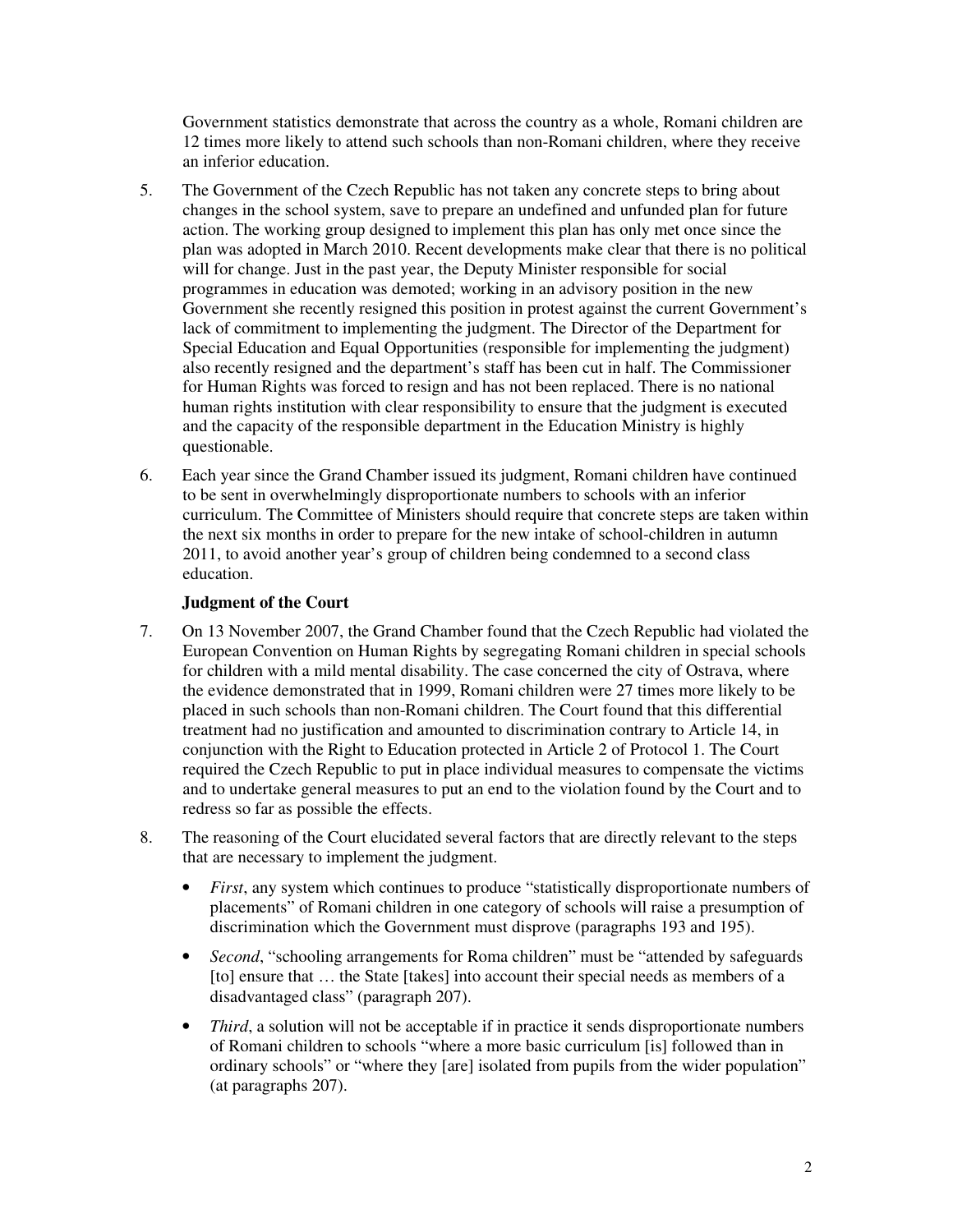Government statistics demonstrate that across the country as a whole, Romani children are 12 times more likely to attend such schools than non-Romani children, where they receive an inferior education.

5. The Government of the Czech Republic has not taken any concrete steps to bring about changes in the school system, save to prepare an undefined and unfunded plan for future action. The working group designed to implement this plan has only met once since the plan was adopted in March 2010. Recent developments make clear that there is no political will for change. Just in the past year, the Deputy Minister responsible for social programmes in education was demoted; working in an advisory position in the new Government she recently resigned this position in protest against the current Government's lack of commitment to implementing the judgment. The Director of the Department for Special Education and Equal Opportunities (responsible for implementing the judgment) also recently resigned and the department's staff has been cut in half. The Commissioner for Human Rights was forced to resign and has not been replaced. There is no national human rights institution with clear responsibility to ensure that the judgment is executed and the capacity of the responsible department in the Education Ministry is highly questionable.

6. Each year since the Grand Chamber issued its judgment, Romani children have continued to be sent in overwhelmingly disproportionate numbers to schools with an inferior curriculum. The Committee of Ministers should require that concrete steps are taken within the next six months in order to prepare for the new intake of school-children in autumn 2011, to avoid another year's group of children being condemned to a second class education.

**Judgment of the Court**

7. On 13 November 2007, the Grand Chamber found that the Czech Republic had violated the European Convention on Human Rights by segregating Romani children in special schools for children with a mild mental disability. The case concerned the city of Ostrava, where the evidence demonstrated that in 1999, Romani children were 27 times more likely to be placed in such schools than non-Romani children. The Court found that this differential treatment had no justification and amounted to discrimination contrary to Article 14, in conjunction with the Right to Education protected in Article 2 of Protocol 1. The Court required the Czech Republic to put in place individual measures to compensate the victims and to undertake general measures to put an end to the violation found by the Court and to redress so far as possible the effects.

8. The reasoning of the Court elucidated several factors that are directly relevant to the steps that are necessary to implement the judgment.

   - *First*, any system which continues to produce "statistically disproportionate numbers of placements" of Romani children in one category of schools will raise a presumption of discrimination which the Government must disprove (paragraphs 193 and 195).

   - *Second*, "schooling arrangements for Roma children" must be "attended by safeguards [to] ensure that … the State [takes] into account their special needs as members of a disadvantaged class" (paragraph 207).

   - *Third*, a solution will not be acceptable if in practice it sends disproportionate numbers of Romani children to schools "where a more basic curriculum [is] followed than in ordinary schools" or "where they [are] isolated from pupils from the wider population" (at paragraphs 207).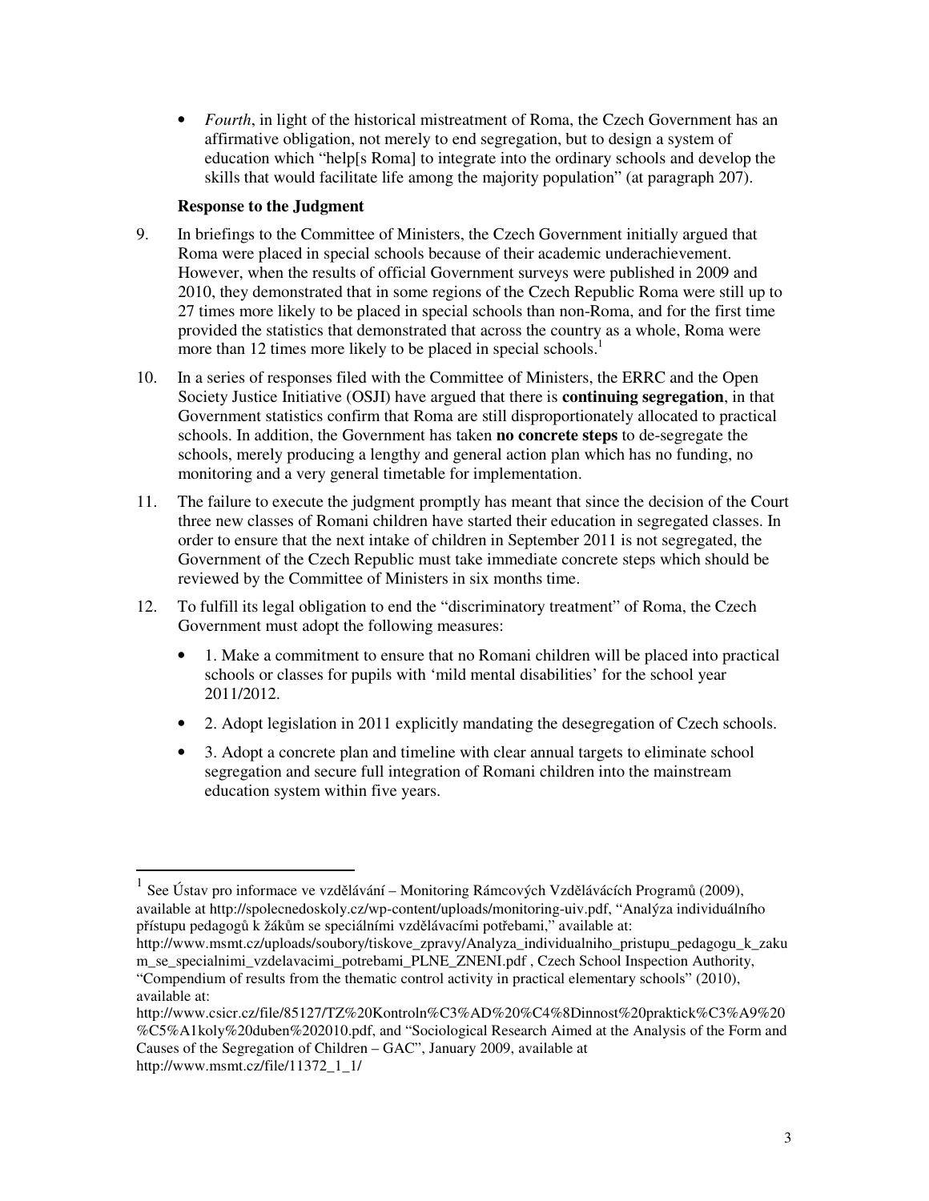- *Fourth*, in light of the historical mistreatment of Roma, the Czech Government has an affirmative obligation, not merely to end segregation, but to design a system of education which "help[s Roma] to integrate into the ordinary schools and develop the skills that would facilitate life among the majority population" (at paragraph 207).

**Response to the Judgment**

9. In briefings to the Committee of Ministers, the Czech Government initially argued that Roma were placed in special schools because of their academic underachievement. However, when the results of official Government surveys were published in 2009 and 2010, they demonstrated that in some regions of the Czech Republic Roma were still up to 27 times more likely to be placed in special schools than non-Roma, and for the first time provided the statistics that demonstrated that across the country as a whole, Roma were more than 12 times more likely to be placed in special schools.[1]

10. In a series of responses filed with the Committee of Ministers, the ERRC and the Open Society Justice Initiative (OSJI) have argued that there is **continuing segregation**, in that Government statistics confirm that Roma are still disproportionately allocated to practical schools. In addition, the Government has taken **no concrete steps** to de-segregate the schools, merely producing a lengthy and general action plan which has no funding, no monitoring and a very general timetable for implementation.

11. The failure to execute the judgment promptly has meant that since the decision of the Court three new classes of Romani children have started their education in segregated classes. In order to ensure that the next intake of children in September 2011 is not segregated, the Government of the Czech Republic must take immediate concrete steps which should be reviewed by the Committee of Ministers in six months time.

12. To fulfill its legal obligation to end the "discriminatory treatment" of Roma, the Czech Government must adopt the following measures:

    - 1. Make a commitment to ensure that no Romani children will be placed into practical schools or classes for pupils with 'mild mental disabilities' for the school year 2011/2012.
    - 2. Adopt legislation in 2011 explicitly mandating the desegregation of Czech schools.
    - 3. Adopt a concrete plan and timeline with clear annual targets to eliminate school segregation and secure full integration of Romani children into the mainstream education system within five years.

---

[1] See Ústav pro informace ve vzdělávání – Monitoring Rámcových Vzdělávácích Programů (2009), available at http://spolecnedoskoly.cz/wp-content/uploads/monitoring-uiv.pdf, "Analýza individuálního přístupu pedagogů k žákům se speciálními vzdělávacími potřebami," available at: http://www.msmt.cz/uploads/soubory/tiskove_zpravy/Analyza_individualniho_pristupu_pedagogu_k_zakum_se_specialnimi_vzdelavacimi_potrebami_PLNE_ZNENI.pdf , Czech School Inspection Authority, "Compendium of results from the thematic control activity in practical elementary schools" (2010), available at: http://www.csicr.cz/file/85127/TZ%20Kontroln%C3%AD%20%C4%8Dinnost%20praktick%C3%A9%20%C5%A1koly%20duben%202010.pdf, and "Sociological Research Aimed at the Analysis of the Form and Causes of the Segregation of Children – GAC", January 2009, available at http://www.msmt.cz/file/11372_1_1/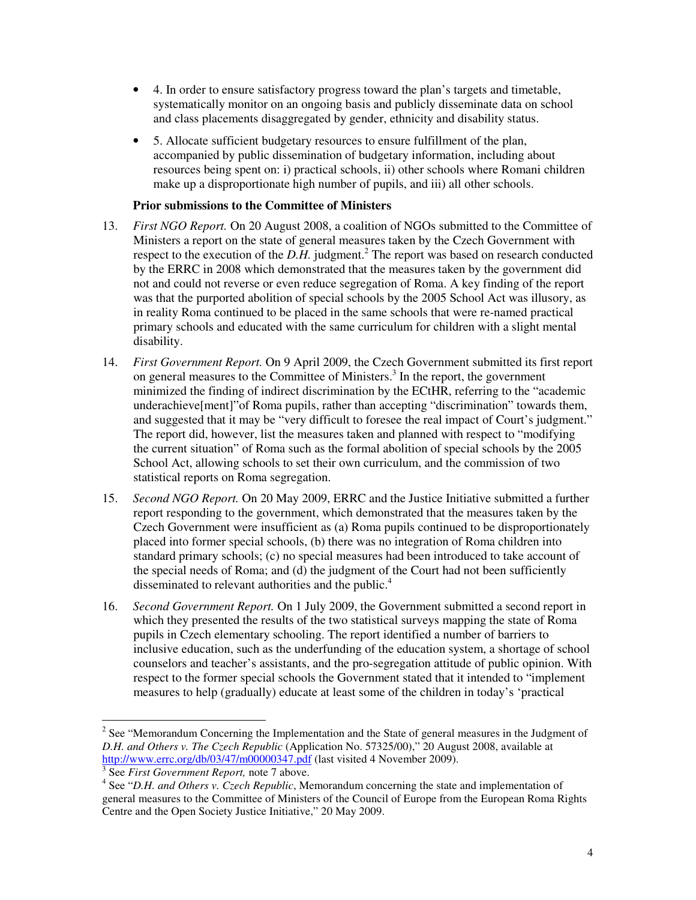- 4. In order to ensure satisfactory progress toward the plan's targets and timetable, systematically monitor on an ongoing basis and publicly disseminate data on school and class placements disaggregated by gender, ethnicity and disability status.
- 5. Allocate sufficient budgetary resources to ensure fulfillment of the plan, accompanied by public dissemination of budgetary information, including about resources being spent on: i) practical schools, ii) other schools where Romani children make up a disproportionate high number of pupils, and iii) all other schools.

**Prior submissions to the Committee of Ministers**

13. *First NGO Report.* On 20 August 2008, a coalition of NGOs submitted to the Committee of Ministers a report on the state of general measures taken by the Czech Government with respect to the execution of the *D.H.* judgment.[2] The report was based on research conducted by the ERRC in 2008 which demonstrated that the measures taken by the government did not and could not reverse or even reduce segregation of Roma. A key finding of the report was that the purported abolition of special schools by the 2005 School Act was illusory, as in reality Roma continued to be placed in the same schools that were re-named practical primary schools and educated with the same curriculum for children with a slight mental disability.

14. *First Government Report.* On 9 April 2009, the Czech Government submitted its first report on general measures to the Committee of Ministers.[3] In the report, the government minimized the finding of indirect discrimination by the ECtHR, referring to the "academic underachieve[ment]"of Roma pupils, rather than accepting "discrimination" towards them, and suggested that it may be "very difficult to foresee the real impact of Court's judgment." The report did, however, list the measures taken and planned with respect to "modifying the current situation" of Roma such as the formal abolition of special schools by the 2005 School Act, allowing schools to set their own curriculum, and the commission of two statistical reports on Roma segregation.

15. *Second NGO Report.* On 20 May 2009, ERRC and the Justice Initiative submitted a further report responding to the government, which demonstrated that the measures taken by the Czech Government were insufficient as (a) Roma pupils continued to be disproportionately placed into former special schools, (b) there was no integration of Roma children into standard primary schools; (c) no special measures had been introduced to take account of the special needs of Roma; and (d) the judgment of the Court had not been sufficiently disseminated to relevant authorities and the public.[4]

16. *Second Government Report.* On 1 July 2009, the Government submitted a second report in which they presented the results of the two statistical surveys mapping the state of Roma pupils in Czech elementary schooling. The report identified a number of barriers to inclusive education, such as the underfunding of the education system, a shortage of school counselors and teacher's assistants, and the pro-segregation attitude of public opinion. With respect to the former special schools the Government stated that it intended to "implement measures to help (gradually) educate at least some of the children in today's 'practical

---

[2] See "Memorandum Concerning the Implementation and the State of general measures in the Judgment of *D.H. and Others v. The Czech Republic* (Application No. 57325/00)," 20 August 2008, available at http://www.errc.org/db/03/47/m00000347.pdf (last visited 4 November 2009).

[3] See *First Government Report,* note 7 above.

[4] See "*D.H. and Others v. Czech Republic*, Memorandum concerning the state and implementation of general measures to the Committee of Ministers of the Council of Europe from the European Roma Rights Centre and the Open Society Justice Initiative," 20 May 2009.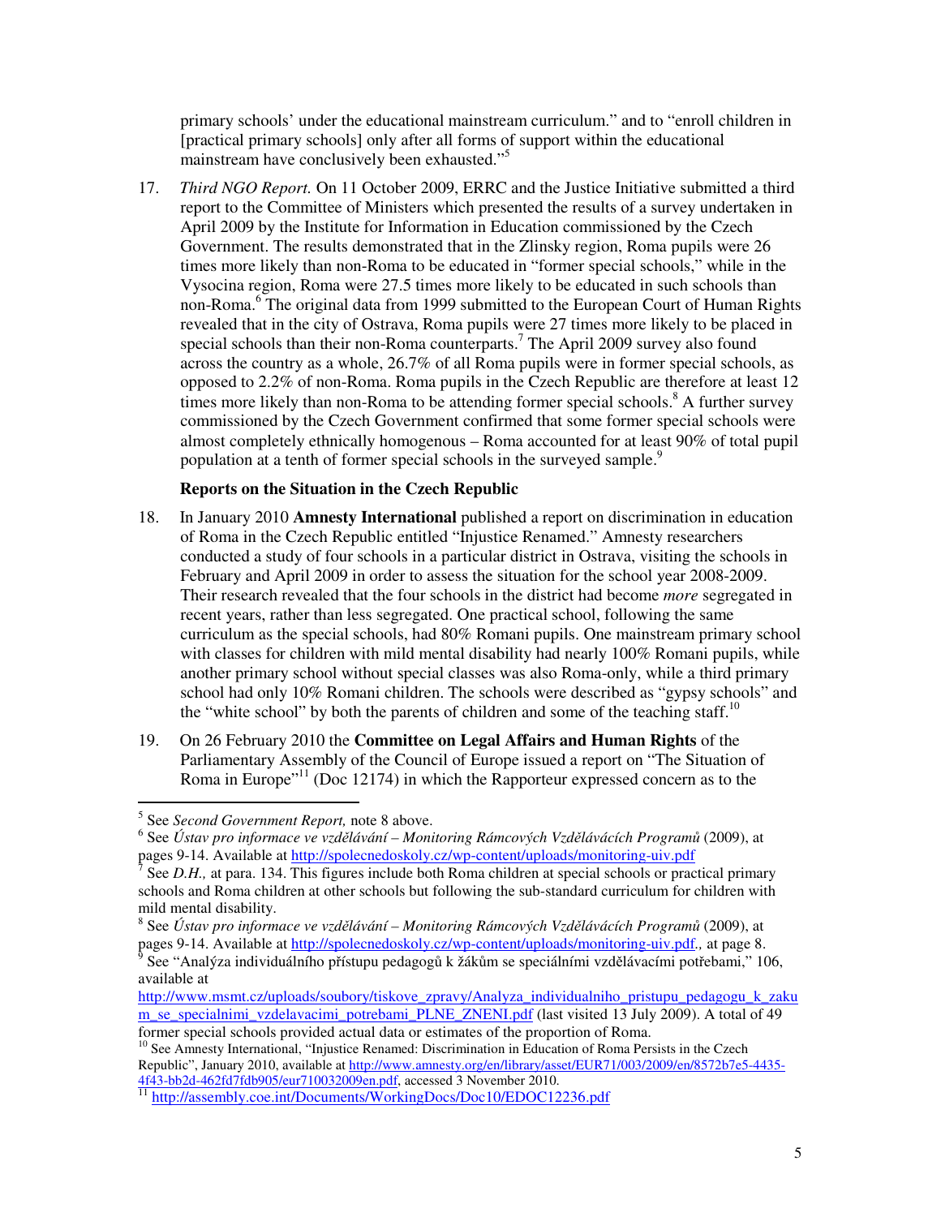primary schools' under the educational mainstream curriculum." and to "enroll children in [practical primary schools] only after all forms of support within the educational mainstream have conclusively been exhausted."[5]

17. *Third NGO Report.* On 11 October 2009, ERRC and the Justice Initiative submitted a third report to the Committee of Ministers which presented the results of a survey undertaken in April 2009 by the Institute for Information in Education commissioned by the Czech Government. The results demonstrated that in the Zlinsky region, Roma pupils were 26 times more likely than non-Roma to be educated in "former special schools," while in the Vysocina region, Roma were 27.5 times more likely to be educated in such schools than non-Roma.[6] The original data from 1999 submitted to the European Court of Human Rights revealed that in the city of Ostrava, Roma pupils were 27 times more likely to be placed in special schools than their non-Roma counterparts.[7] The April 2009 survey also found across the country as a whole, 26.7% of all Roma pupils were in former special schools, as opposed to 2.2% of non-Roma. Roma pupils in the Czech Republic are therefore at least 12 times more likely than non-Roma to be attending former special schools.[8] A further survey commissioned by the Czech Government confirmed that some former special schools were almost completely ethnically homogenous – Roma accounted for at least 90% of total pupil population at a tenth of former special schools in the surveyed sample.[9]

**Reports on the Situation in the Czech Republic**

18. In January 2010 **Amnesty International** published a report on discrimination in education of Roma in the Czech Republic entitled "Injustice Renamed." Amnesty researchers conducted a study of four schools in a particular district in Ostrava, visiting the schools in February and April 2009 in order to assess the situation for the school year 2008-2009. Their research revealed that the four schools in the district had become *more* segregated in recent years, rather than less segregated. One practical school, following the same curriculum as the special schools, had 80% Romani pupils. One mainstream primary school with classes for children with mild mental disability had nearly 100% Romani pupils, while another primary school without special classes was also Roma-only, while a third primary school had only 10% Romani children. The schools were described as "gypsy schools" and the "white school" by both the parents of children and some of the teaching staff.[10]

19. On 26 February 2010 the **Committee on Legal Affairs and Human Rights** of the Parliamentary Assembly of the Council of Europe issued a report on "The Situation of Roma in Europe"[11] (Doc 12174) in which the Rapporteur expressed concern as to the

---

[5] See *Second Government Report,* note 8 above.

[6] See *Ústav pro informace ve vzdělávání – Monitoring Rámcových Vzdělávácích Programů* (2009), at pages 9-14. Available at http://spolecnedoskoly.cz/wp-content/uploads/monitoring-uiv.pdf

[7] See *D.H.,* at para. 134. This figures include both Roma children at special schools or practical primary schools and Roma children at other schools but following the sub-standard curriculum for children with mild mental disability.

[8] See *Ústav pro informace ve vzdělávání – Monitoring Rámcových Vzdělávácích Programů* (2009), at pages 9-14. Available at http://spolecnedoskoly.cz/wp-content/uploads/monitoring-uiv.pdf*.,* at page 8.

[9] See "Analýza individuálního přístupu pedagogů k žákům se speciálními vzdělávacími potřebami," 106, available at http://www.msmt.cz/uploads/soubory/tiskove_zpravy/Analyza_individualniho_pristupu_pedagogu_k_zakum_se_specialnimi_vzdelavacimi_potrebami_PLNE_ZNENI.pdf (last visited 13 July 2009). A total of 49 former special schools provided actual data or estimates of the proportion of Roma.

[10] See Amnesty International, "Injustice Renamed: Discrimination in Education of Roma Persists in the Czech Republic", January 2010, available at http://www.amnesty.org/en/library/asset/EUR71/003/2009/en/8572b7e5-4435-4f43-bb2d-462fd7fdb905/eur710032009en.pdf, accessed 3 November 2010.

[11] http://assembly.coe.int/Documents/WorkingDocs/Doc10/EDOC12236.pdf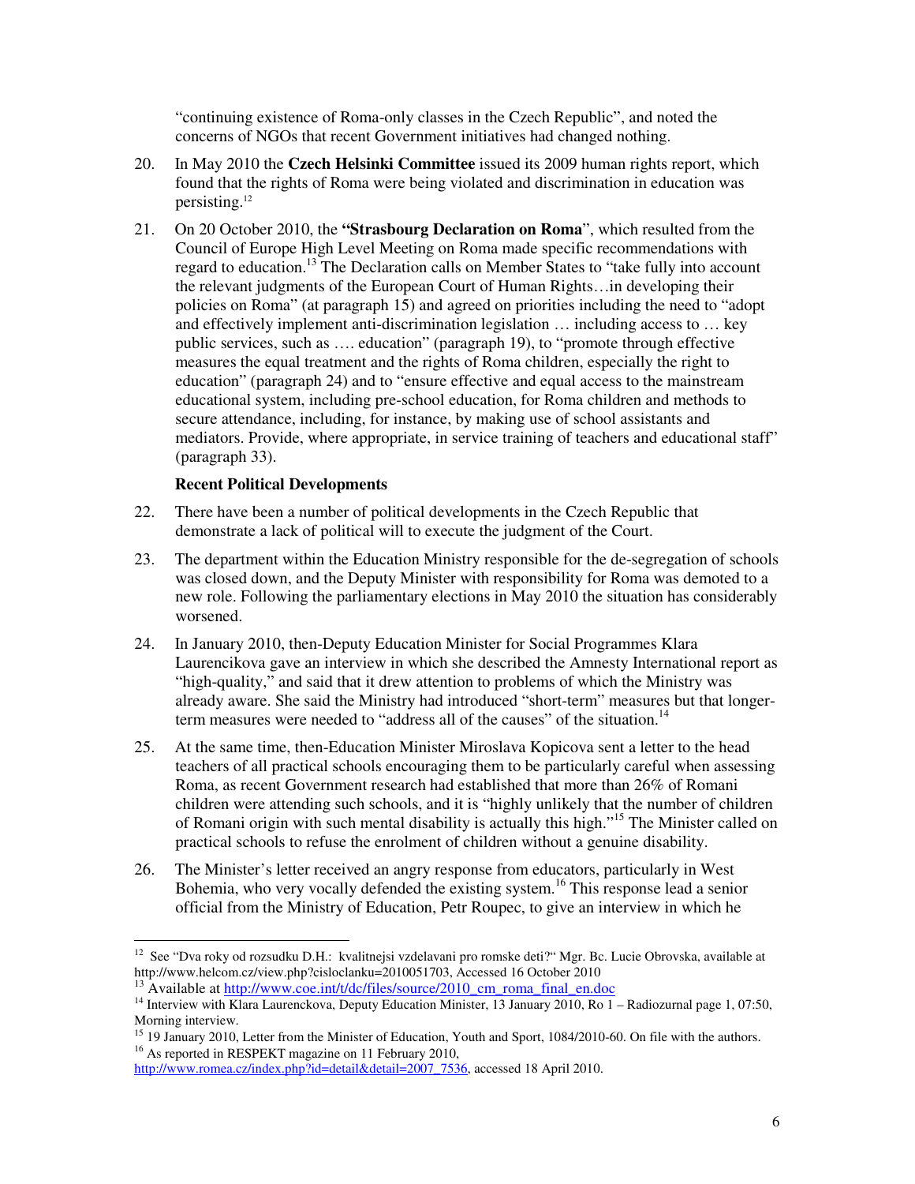"continuing existence of Roma-only classes in the Czech Republic", and noted the concerns of NGOs that recent Government initiatives had changed nothing.

20. In May 2010 the **Czech Helsinki Committee** issued its 2009 human rights report, which found that the rights of Roma were being violated and discrimination in education was persisting.[12]

21. On 20 October 2010, the **"Strasbourg Declaration on Roma**", which resulted from the Council of Europe High Level Meeting on Roma made specific recommendations with regard to education.[13] The Declaration calls on Member States to "take fully into account the relevant judgments of the European Court of Human Rights…in developing their policies on Roma" (at paragraph 15) and agreed on priorities including the need to "adopt and effectively implement anti-discrimination legislation … including access to … key public services, such as …. education" (paragraph 19), to "promote through effective measures the equal treatment and the rights of Roma children, especially the right to education" (paragraph 24) and to "ensure effective and equal access to the mainstream educational system, including pre-school education, for Roma children and methods to secure attendance, including, for instance, by making use of school assistants and mediators. Provide, where appropriate, in service training of teachers and educational staff" (paragraph 33).

**Recent Political Developments**

22. There have been a number of political developments in the Czech Republic that demonstrate a lack of political will to execute the judgment of the Court.

23. The department within the Education Ministry responsible for the de-segregation of schools was closed down, and the Deputy Minister with responsibility for Roma was demoted to a new role. Following the parliamentary elections in May 2010 the situation has considerably worsened.

24. In January 2010, then-Deputy Education Minister for Social Programmes Klara Laurencikova gave an interview in which she described the Amnesty International report as "high-quality," and said that it drew attention to problems of which the Ministry was already aware. She said the Ministry had introduced "short-term" measures but that longer-term measures were needed to "address all of the causes" of the situation.[14]

25. At the same time, then-Education Minister Miroslava Kopicova sent a letter to the head teachers of all practical schools encouraging them to be particularly careful when assessing Roma, as recent Government research had established that more than 26% of Romani children were attending such schools, and it is "highly unlikely that the number of children of Romani origin with such mental disability is actually this high."[15] The Minister called on practical schools to refuse the enrolment of children without a genuine disability.

26. The Minister's letter received an angry response from educators, particularly in West Bohemia, who very vocally defended the existing system.[16] This response lead a senior official from the Ministry of Education, Petr Roupec, to give an interview in which he

---

[12] See "Dva roky od rozsudku D.H.: kvalitnejsi vzdelavani pro romske deti?" Mgr. Bc. Lucie Obrovska, available at http://www.helcom.cz/view.php?cisloclanku=2010051703, Accessed 16 October 2010

[13] Available at http://www.coe.int/t/dc/files/source/2010_cm_roma_final_en.doc

[14] Interview with Klara Laurenckova, Deputy Education Minister, 13 January 2010, Ro 1 – Radiozurnal page 1, 07:50, Morning interview.

[15] 19 January 2010, Letter from the Minister of Education, Youth and Sport, 1084/2010-60. On file with the authors.

[16] As reported in RESPEKT magazine on 11 February 2010, http://www.romea.cz/index.php?id=detail&detail=2007_7536, accessed 18 April 2010.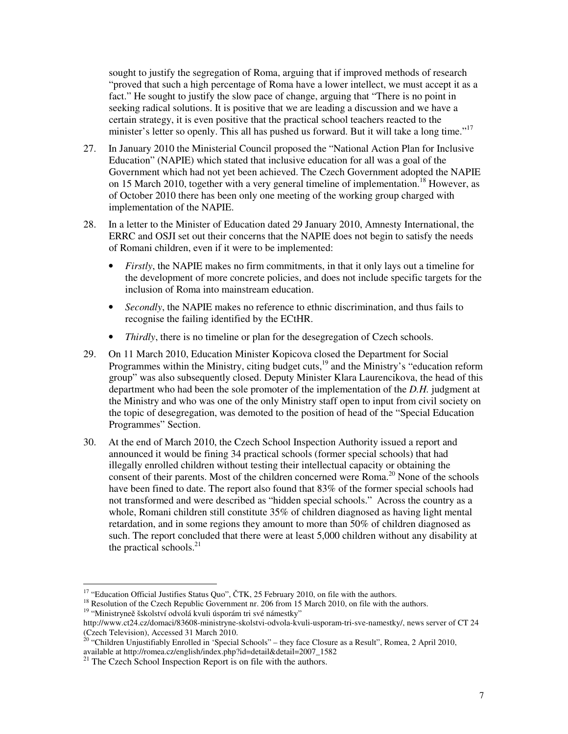sought to justify the segregation of Roma, arguing that if improved methods of research "proved that such a high percentage of Roma have a lower intellect, we must accept it as a fact." He sought to justify the slow pace of change, arguing that "There is no point in seeking radical solutions. It is positive that we are leading a discussion and we have a certain strategy, it is even positive that the practical school teachers reacted to the minister's letter so openly. This all has pushed us forward. But it will take a long time."[17]

27. In January 2010 the Ministerial Council proposed the "National Action Plan for Inclusive Education" (NAPIE) which stated that inclusive education for all was a goal of the Government which had not yet been achieved. The Czech Government adopted the NAPIE on 15 March 2010, together with a very general timeline of implementation.[18] However, as of October 2010 there has been only one meeting of the working group charged with implementation of the NAPIE.

28. In a letter to the Minister of Education dated 29 January 2010, Amnesty International, the ERRC and OSJI set out their concerns that the NAPIE does not begin to satisfy the needs of Romani children, even if it were to be implemented:

   - *Firstly*, the NAPIE makes no firm commitments, in that it only lays out a timeline for the development of more concrete policies, and does not include specific targets for the inclusion of Roma into mainstream education.
   - *Secondly*, the NAPIE makes no reference to ethnic discrimination, and thus fails to recognise the failing identified by the ECtHR.
   - *Thirdly*, there is no timeline or plan for the desegregation of Czech schools.

29. On 11 March 2010, Education Minister Kopicova closed the Department for Social Programmes within the Ministry, citing budget cuts,[19] and the Ministry's "education reform group" was also subsequently closed. Deputy Minister Klara Laurencikova, the head of this department who had been the sole promoter of the implementation of the *D.H.* judgment at the Ministry and who was one of the only Ministry staff open to input from civil society on the topic of desegregation, was demoted to the position of head of the "Special Education Programmes" Section.

30. At the end of March 2010, the Czech School Inspection Authority issued a report and announced it would be fining 34 practical schools (former special schools) that had illegally enrolled children without testing their intellectual capacity or obtaining the consent of their parents. Most of the children concerned were Roma.[20] None of the schools have been fined to date. The report also found that 83% of the former special schools had not transformed and were described as "hidden special schools." Across the country as a whole, Romani children still constitute 35% of children diagnosed as having light mental retardation, and in some regions they amount to more than 50% of children diagnosed as such. The report concluded that there were at least 5,000 children without any disability at the practical schools.[21]

---

[17] "Education Official Justifies Status Quo", ČTK, 25 February 2010, on file with the authors.

[18] Resolution of the Czech Republic Government nr. 206 from 15 March 2010, on file with the authors.

[19] "Ministryneě šskolství odvolá kvuli úsporám tri své námestky" http://www.ct24.cz/domaci/83608-ministryne-skolstvi-odvola-kvuli-usporam-tri-sve-namestky/, news server of CT 24 (Czech Television), Accessed 31 March 2010.

[20] "Children Unjustifiably Enrolled in 'Special Schools" – they face Closure as a Result", Romea, 2 April 2010, available at http://romea.cz/english/index.php?id=detail&detail=2007_1582

[21] The Czech School Inspection Report is on file with the authors.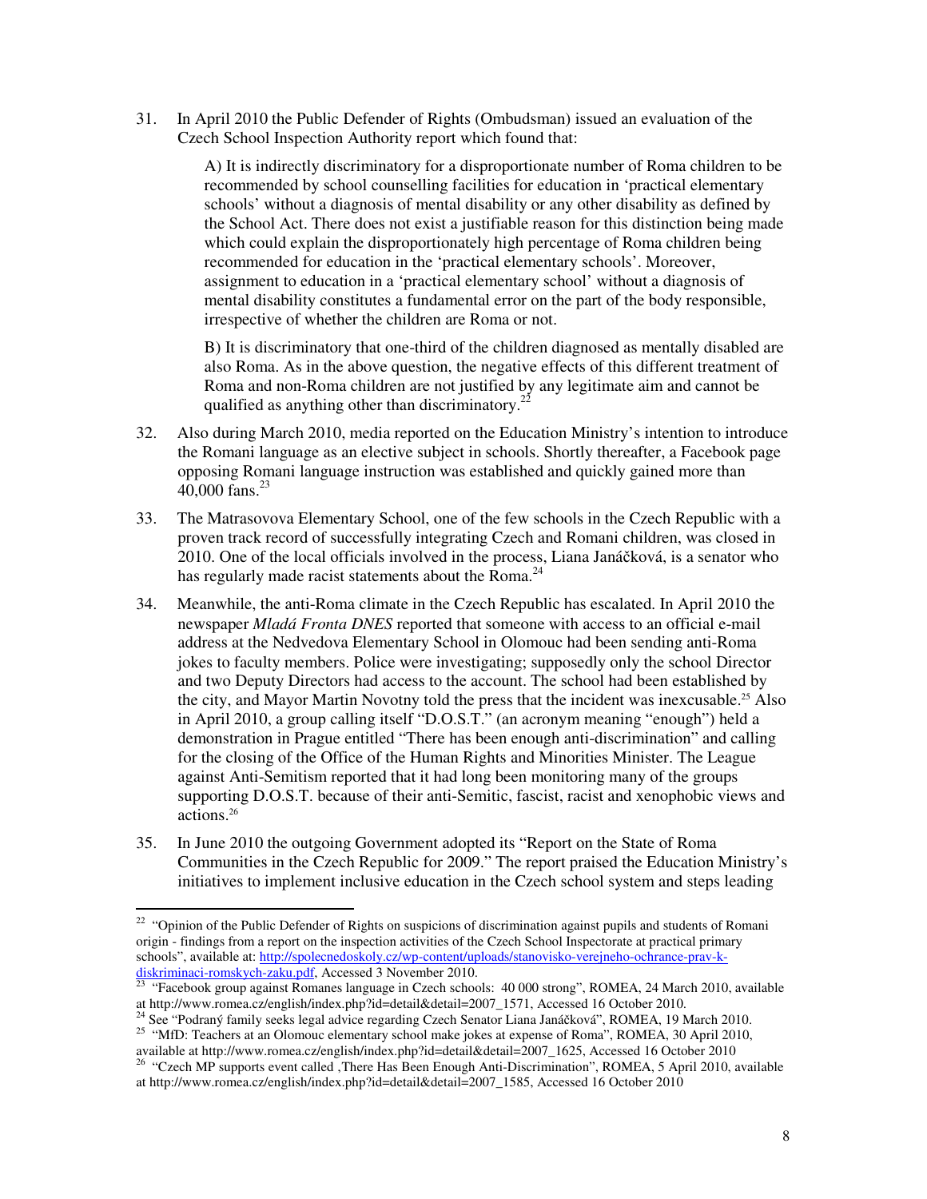31. In April 2010 the Public Defender of Rights (Ombudsman) issued an evaluation of the Czech School Inspection Authority report which found that:

    A) It is indirectly discriminatory for a disproportionate number of Roma children to be recommended by school counselling facilities for education in 'practical elementary schools' without a diagnosis of mental disability or any other disability as defined by the School Act. There does not exist a justifiable reason for this distinction being made which could explain the disproportionately high percentage of Roma children being recommended for education in the 'practical elementary schools'. Moreover, assignment to education in a 'practical elementary school' without a diagnosis of mental disability constitutes a fundamental error on the part of the body responsible, irrespective of whether the children are Roma or not.

    B) It is discriminatory that one-third of the children diagnosed as mentally disabled are also Roma. As in the above question, the negative effects of this different treatment of Roma and non-Roma children are not justified by any legitimate aim and cannot be qualified as anything other than discriminatory.[22]

32. Also during March 2010, media reported on the Education Ministry's intention to introduce the Romani language as an elective subject in schools. Shortly thereafter, a Facebook page opposing Romani language instruction was established and quickly gained more than 40,000 fans.[23]

33. The Matrasovova Elementary School, one of the few schools in the Czech Republic with a proven track record of successfully integrating Czech and Romani children, was closed in 2010. One of the local officials involved in the process, Liana Janáčková, is a senator who has regularly made racist statements about the Roma.[24]

34. Meanwhile, the anti-Roma climate in the Czech Republic has escalated. In April 2010 the newspaper *Mladá Fronta DNES* reported that someone with access to an official e-mail address at the Nedvedova Elementary School in Olomouc had been sending anti-Roma jokes to faculty members. Police were investigating; supposedly only the school Director and two Deputy Directors had access to the account. The school had been established by the city, and Mayor Martin Novotny told the press that the incident was inexcusable.[25] Also in April 2010, a group calling itself "D.O.S.T." (an acronym meaning "enough") held a demonstration in Prague entitled "There has been enough anti-discrimination" and calling for the closing of the Office of the Human Rights and Minorities Minister. The League against Anti-Semitism reported that it had long been monitoring many of the groups supporting D.O.S.T. because of their anti-Semitic, fascist, racist and xenophobic views and actions.[26]

35. In June 2010 the outgoing Government adopted its "Report on the State of Roma Communities in the Czech Republic for 2009." The report praised the Education Ministry's initiatives to implement inclusive education in the Czech school system and steps leading

---

[22] "Opinion of the Public Defender of Rights on suspicions of discrimination against pupils and students of Romani origin - findings from a report on the inspection activities of the Czech School Inspectorate at practical primary schools", available at: http://spolecnedoskoly.cz/wp-content/uploads/stanovisko-verejneho-ochrance-prav-k-diskriminaci-romskych-zaku.pdf, Accessed 3 November 2010.

[23] "Facebook group against Romanes language in Czech schools: 40 000 strong", ROMEA, 24 March 2010, available at http://www.romea.cz/english/index.php?id=detail&detail=2007_1571, Accessed 16 October 2010.

[24] See "Podraný family seeks legal advice regarding Czech Senator Liana Janáčková", ROMEA, 19 March 2010.

[25] "MfD: Teachers at an Olomouc elementary school make jokes at expense of Roma", ROMEA, 30 April 2010, available at http://www.romea.cz/english/index.php?id=detail&detail=2007_1625, Accessed 16 October 2010

[26] "Czech MP supports event called ‚There Has Been Enough Anti-Discrimination", ROMEA, 5 April 2010, available at http://www.romea.cz/english/index.php?id=detail&detail=2007_1585, Accessed 16 October 2010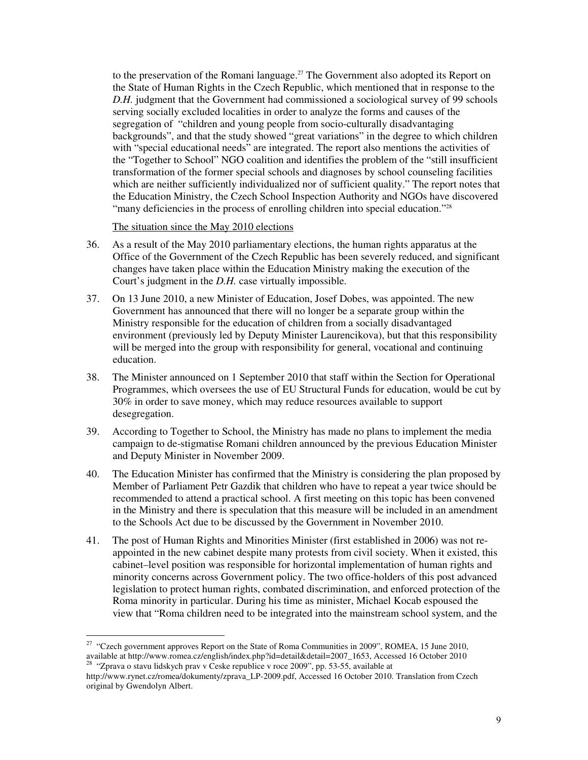to the preservation of the Romani language.[27] The Government also adopted its Report on the State of Human Rights in the Czech Republic, which mentioned that in response to the *D.H.* judgment that the Government had commissioned a sociological survey of 99 schools serving socially excluded localities in order to analyze the forms and causes of the segregation of "children and young people from socio-culturally disadvantaging backgrounds", and that the study showed "great variations" in the degree to which children with "special educational needs" are integrated. The report also mentions the activities of the "Together to School" NGO coalition and identifies the problem of the "still insufficient transformation of the former special schools and diagnoses by school counseling facilities which are neither sufficiently individualized nor of sufficient quality." The report notes that the Education Ministry, the Czech School Inspection Authority and NGOs have discovered "many deficiencies in the process of enrolling children into special education."[28]

The situation since the May 2010 elections

36. As a result of the May 2010 parliamentary elections, the human rights apparatus at the Office of the Government of the Czech Republic has been severely reduced, and significant changes have taken place within the Education Ministry making the execution of the Court's judgment in the *D.H.* case virtually impossible.

37. On 13 June 2010, a new Minister of Education, Josef Dobes, was appointed. The new Government has announced that there will no longer be a separate group within the Ministry responsible for the education of children from a socially disadvantaged environment (previously led by Deputy Minister Laurencikova), but that this responsibility will be merged into the group with responsibility for general, vocational and continuing education.

38. The Minister announced on 1 September 2010 that staff within the Section for Operational Programmes, which oversees the use of EU Structural Funds for education, would be cut by 30% in order to save money, which may reduce resources available to support desegregation.

39. According to Together to School, the Ministry has made no plans to implement the media campaign to de-stigmatise Romani children announced by the previous Education Minister and Deputy Minister in November 2009.

40. The Education Minister has confirmed that the Ministry is considering the plan proposed by Member of Parliament Petr Gazdik that children who have to repeat a year twice should be recommended to attend a practical school. A first meeting on this topic has been convened in the Ministry and there is speculation that this measure will be included in an amendment to the Schools Act due to be discussed by the Government in November 2010.

41. The post of Human Rights and Minorities Minister (first established in 2006) was not re-appointed in the new cabinet despite many protests from civil society. When it existed, this cabinet–level position was responsible for horizontal implementation of human rights and minority concerns across Government policy. The two office-holders of this post advanced legislation to protect human rights, combated discrimination, and enforced protection of the Roma minority in particular. During his time as minister, Michael Kocab espoused the view that "Roma children need to be integrated into the mainstream school system, and the

---

[27] "Czech government approves Report on the State of Roma Communities in 2009", ROMEA, 15 June 2010, available at http://www.romea.cz/english/index.php?id=detail&detail=2007_1653, Accessed 16 October 2010

[28] "Zprava o stavu lidskych prav v Ceske republice v roce 2009", pp. 53-55, available at http://www.rynet.cz/romea/dokumenty/zprava_LP-2009.pdf, Accessed 16 October 2010. Translation from Czech original by Gwendolyn Albert.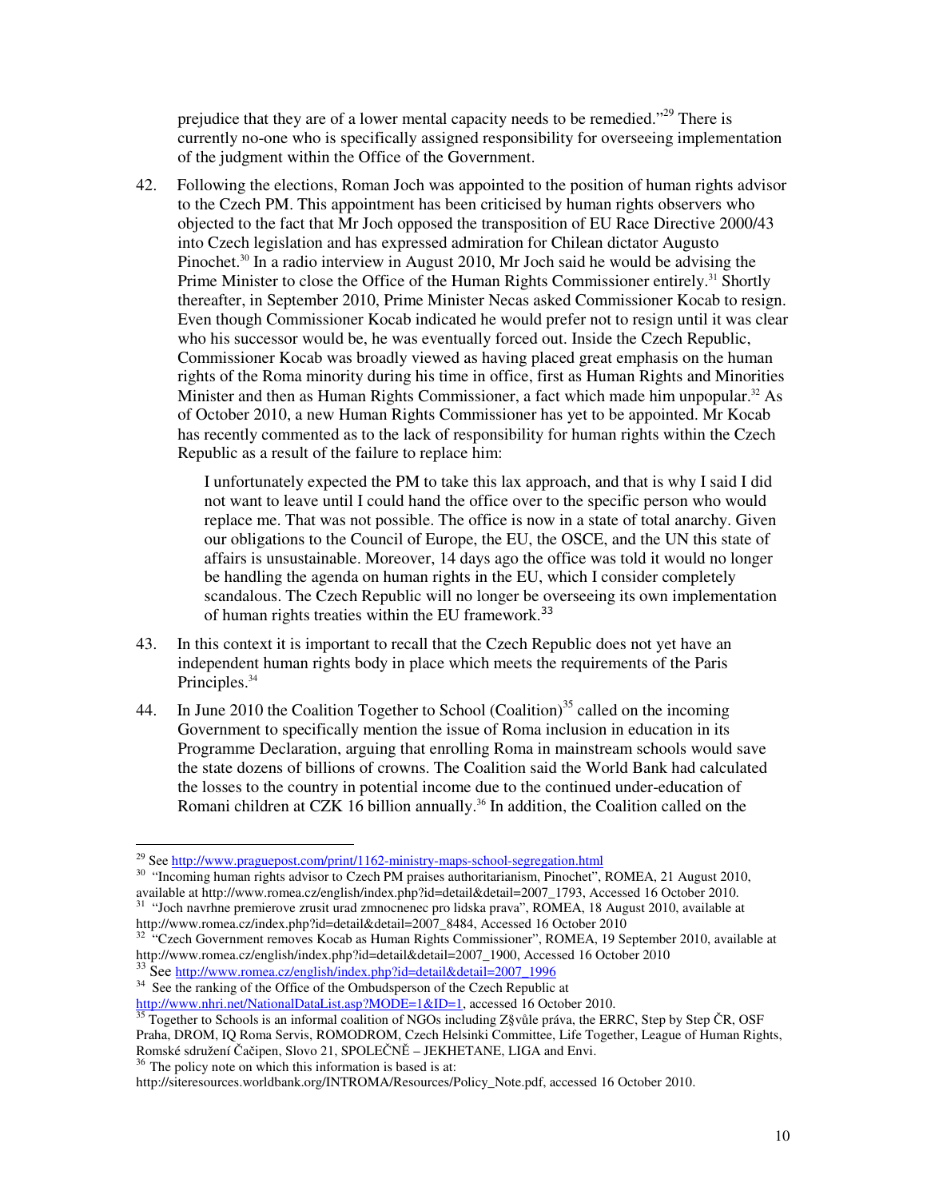prejudice that they are of a lower mental capacity needs to be remedied."[29] There is currently no-one who is specifically assigned responsibility for overseeing implementation of the judgment within the Office of the Government.

42. Following the elections, Roman Joch was appointed to the position of human rights advisor to the Czech PM. This appointment has been criticised by human rights observers who objected to the fact that Mr Joch opposed the transposition of EU Race Directive 2000/43 into Czech legislation and has expressed admiration for Chilean dictator Augusto Pinochet.[30] In a radio interview in August 2010, Mr Joch said he would be advising the Prime Minister to close the Office of the Human Rights Commissioner entirely.[31] Shortly thereafter, in September 2010, Prime Minister Necas asked Commissioner Kocab to resign. Even though Commissioner Kocab indicated he would prefer not to resign until it was clear who his successor would be, he was eventually forced out. Inside the Czech Republic, Commissioner Kocab was broadly viewed as having placed great emphasis on the human rights of the Roma minority during his time in office, first as Human Rights and Minorities Minister and then as Human Rights Commissioner, a fact which made him unpopular.[32] As of October 2010, a new Human Rights Commissioner has yet to be appointed. Mr Kocab has recently commented as to the lack of responsibility for human rights within the Czech Republic as a result of the failure to replace him:

> I unfortunately expected the PM to take this lax approach, and that is why I said I did not want to leave until I could hand the office over to the specific person who would replace me. That was not possible. The office is now in a state of total anarchy. Given our obligations to the Council of Europe, the EU, the OSCE, and the UN this state of affairs is unsustainable. Moreover, 14 days ago the office was told it would no longer be handling the agenda on human rights in the EU, which I consider completely scandalous. The Czech Republic will no longer be overseeing its own implementation of human rights treaties within the EU framework.[33]

43. In this context it is important to recall that the Czech Republic does not yet have an independent human rights body in place which meets the requirements of the Paris Principles.[34]

44. In June 2010 the Coalition Together to School (Coalition)[35] called on the incoming Government to specifically mention the issue of Roma inclusion in education in its Programme Declaration, arguing that enrolling Roma in mainstream schools would save the state dozens of billions of crowns. The Coalition said the World Bank had calculated the losses to the country in potential income due to the continued under-education of Romani children at CZK 16 billion annually.[36] In addition, the Coalition called on the

---

[29] See http://www.praguepost.com/print/1162-ministry-maps-school-segregation.html

[30] "Incoming human rights advisor to Czech PM praises authoritarianism, Pinochet", ROMEA, 21 August 2010, available at http://www.romea.cz/english/index.php?id=detail&detail=2007_1793, Accessed 16 October 2010.

[31] "Joch navrhne premierove zrusit urad zmnocnenec pro lidska prava", ROMEA, 18 August 2010, available at http://www.romea.cz/index.php?id=detail&detail=2007_8484, Accessed 16 October 2010

[32] "Czech Government removes Kocab as Human Rights Commissioner", ROMEA, 19 September 2010, available at http://www.romea.cz/english/index.php?id=detail&detail=2007_1900, Accessed 16 October 2010

[33] See http://www.romea.cz/english/index.php?id=detail&detail=2007_1996

[34] See the ranking of the Office of the Ombudsperson of the Czech Republic at http://www.nhri.net/NationalDataList.asp?MODE=1&ID=1, accessed 16 October 2010.

[35] Together to Schools is an informal coalition of NGOs including Z§vůle práva, the ERRC, Step by Step ČR, OSF Praha, DROM, IQ Roma Servis, ROMODROM, Czech Helsinki Committee, Life Together, League of Human Rights, Romské sdružení Čačipen, Slovo 21, SPOLEČNĚ – JEKHETANE, LIGA and Envi.

[36] The policy note on which this information is based is at: http://siteresources.worldbank.org/INTROMA/Resources/Policy_Note.pdf, accessed 16 October 2010.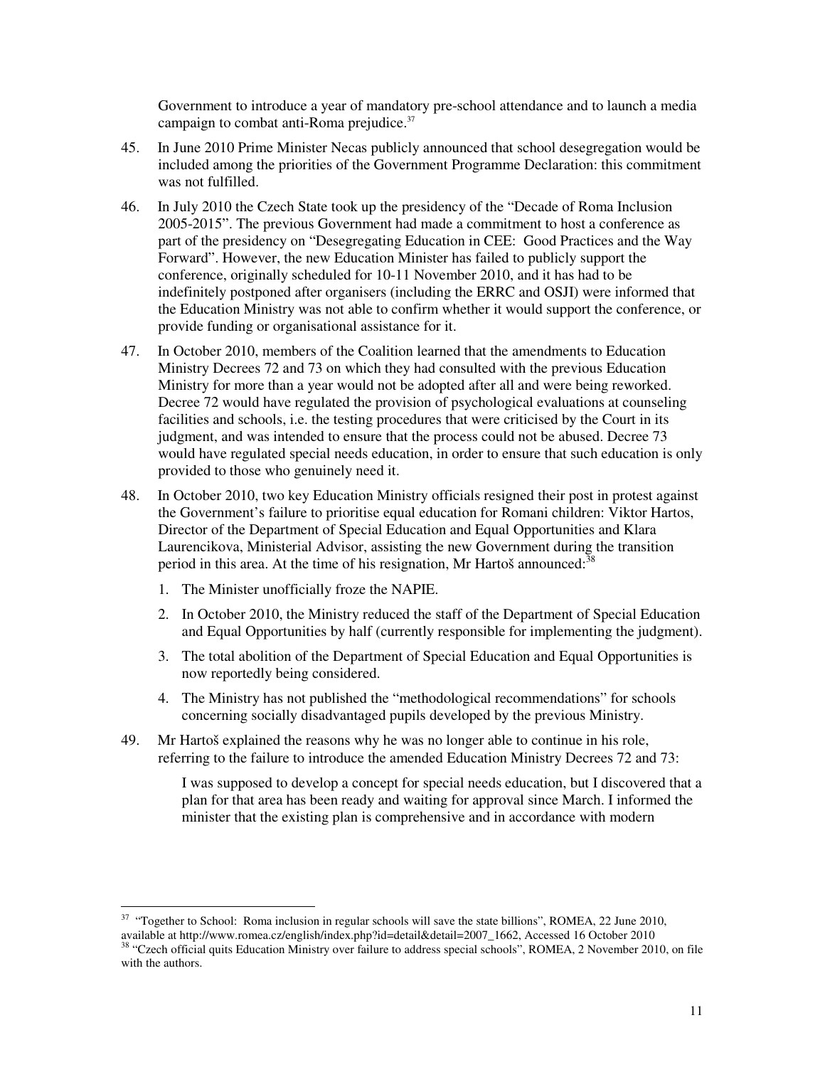Government to introduce a year of mandatory pre-school attendance and to launch a media campaign to combat anti-Roma prejudice.[37]

45. In June 2010 Prime Minister Necas publicly announced that school desegregation would be included among the priorities of the Government Programme Declaration: this commitment was not fulfilled.

46. In July 2010 the Czech State took up the presidency of the "Decade of Roma Inclusion 2005-2015". The previous Government had made a commitment to host a conference as part of the presidency on "Desegregating Education in CEE: Good Practices and the Way Forward". However, the new Education Minister has failed to publicly support the conference, originally scheduled for 10-11 November 2010, and it has had to be indefinitely postponed after organisers (including the ERRC and OSJI) were informed that the Education Ministry was not able to confirm whether it would support the conference, or provide funding or organisational assistance for it.

47. In October 2010, members of the Coalition learned that the amendments to Education Ministry Decrees 72 and 73 on which they had consulted with the previous Education Ministry for more than a year would not be adopted after all and were being reworked. Decree 72 would have regulated the provision of psychological evaluations at counseling facilities and schools, i.e. the testing procedures that were criticised by the Court in its judgment, and was intended to ensure that the process could not be abused. Decree 73 would have regulated special needs education, in order to ensure that such education is only provided to those who genuinely need it.

48. In October 2010, two key Education Ministry officials resigned their post in protest against the Government's failure to prioritise equal education for Romani children: Viktor Hartos, Director of the Department of Special Education and Equal Opportunities and Klara Laurencikova, Ministerial Advisor, assisting the new Government during the transition period in this area. At the time of his resignation, Mr Hartoš announced:[38]

    1. The Minister unofficially froze the NAPIE.
    2. In October 2010, the Ministry reduced the staff of the Department of Special Education and Equal Opportunities by half (currently responsible for implementing the judgment).
    3. The total abolition of the Department of Special Education and Equal Opportunities is now reportedly being considered.
    4. The Ministry has not published the "methodological recommendations" for schools concerning socially disadvantaged pupils developed by the previous Ministry.

49. Mr Hartoš explained the reasons why he was no longer able to continue in his role, referring to the failure to introduce the amended Education Ministry Decrees 72 and 73:

> I was supposed to develop a concept for special needs education, but I discovered that a plan for that area has been ready and waiting for approval since March. I informed the minister that the existing plan is comprehensive and in accordance with modern

---

[37] "Together to School: Roma inclusion in regular schools will save the state billions", ROMEA, 22 June 2010, available at http://www.romea.cz/english/index.php?id=detail&detail=2007_1662, Accessed 16 October 2010

[38] "Czech official quits Education Ministry over failure to address special schools", ROMEA, 2 November 2010, on file with the authors.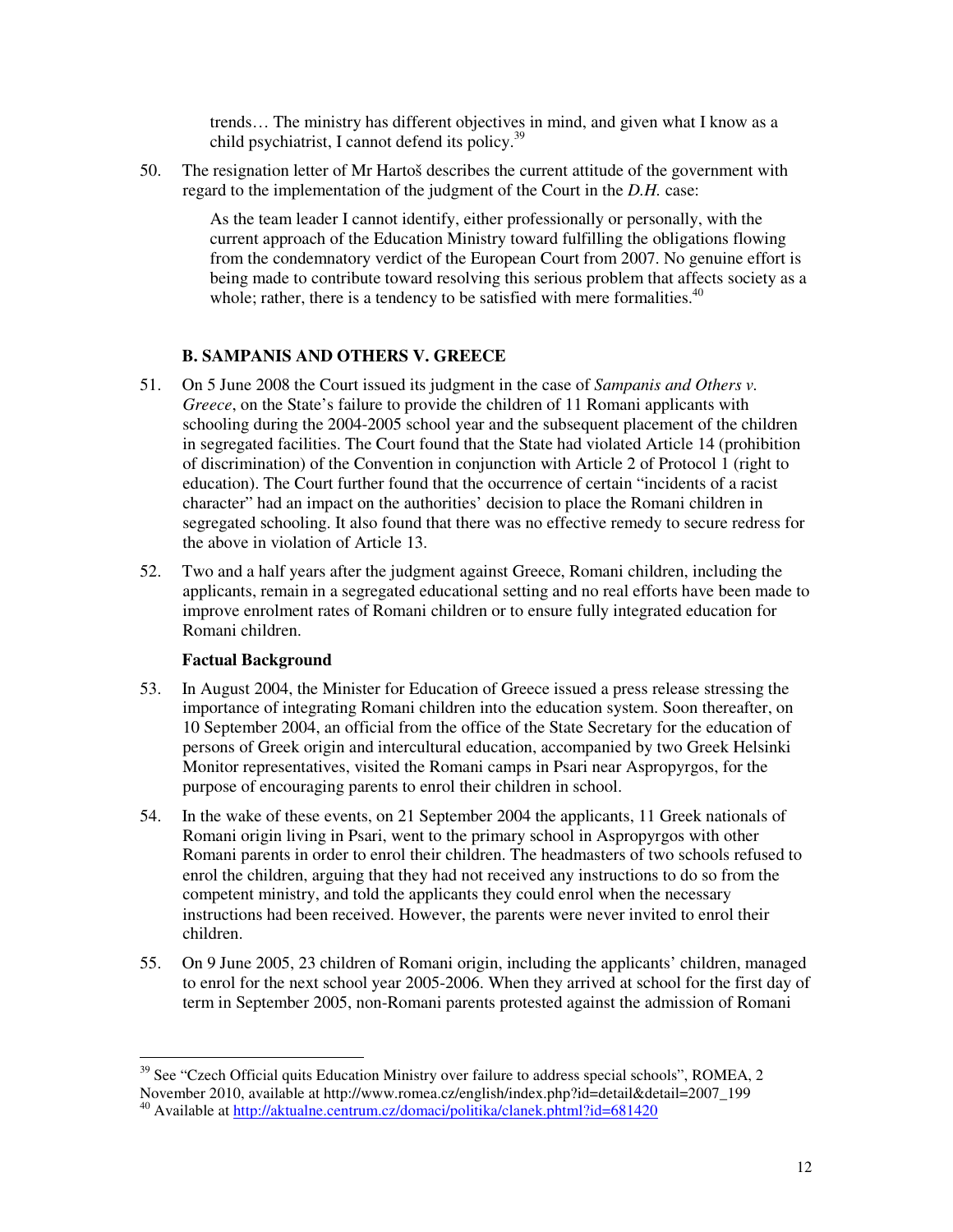> trends… The ministry has different objectives in mind, and given what I know as a child psychiatrist, I cannot defend its policy.[39]

50. The resignation letter of Mr Hartoš describes the current attitude of the government with regard to the implementation of the judgment of the Court in the *D.H.* case:

> As the team leader I cannot identify, either professionally or personally, with the current approach of the Education Ministry toward fulfilling the obligations flowing from the condemnatory verdict of the European Court from 2007. No genuine effort is being made to contribute toward resolving this serious problem that affects society as a whole; rather, there is a tendency to be satisfied with mere formalities.[40]

### B. SAMPANIS AND OTHERS V. GREECE

51. On 5 June 2008 the Court issued its judgment in the case of *Sampanis and Others v. Greece*, on the State's failure to provide the children of 11 Romani applicants with schooling during the 2004-2005 school year and the subsequent placement of the children in segregated facilities. The Court found that the State had violated Article 14 (prohibition of discrimination) of the Convention in conjunction with Article 2 of Protocol 1 (right to education). The Court further found that the occurrence of certain "incidents of a racist character" had an impact on the authorities' decision to place the Romani children in segregated schooling. It also found that there was no effective remedy to secure redress for the above in violation of Article 13.

52. Two and a half years after the judgment against Greece, Romani children, including the applicants, remain in a segregated educational setting and no real efforts have been made to improve enrolment rates of Romani children or to ensure fully integrated education for Romani children.

#### Factual Background

53. In August 2004, the Minister for Education of Greece issued a press release stressing the importance of integrating Romani children into the education system. Soon thereafter, on 10 September 2004, an official from the office of the State Secretary for the education of persons of Greek origin and intercultural education, accompanied by two Greek Helsinki Monitor representatives, visited the Romani camps in Psari near Aspropyrgos, for the purpose of encouraging parents to enrol their children in school.

54. In the wake of these events, on 21 September 2004 the applicants, 11 Greek nationals of Romani origin living in Psari, went to the primary school in Aspropyrgos with other Romani parents in order to enrol their children. The headmasters of two schools refused to enrol the children, arguing that they had not received any instructions to do so from the competent ministry, and told the applicants they could enrol when the necessary instructions had been received. However, the parents were never invited to enrol their children.

55. On 9 June 2005, 23 children of Romani origin, including the applicants' children, managed to enrol for the next school year 2005-2006. When they arrived at school for the first day of term in September 2005, non-Romani parents protested against the admission of Romani

---

[39] See "Czech Official quits Education Ministry over failure to address special schools", ROMEA, 2 November 2010, available at http://www.romea.cz/english/index.php?id=detail&detail=2007_199

[40] Available at http://aktualne.centrum.cz/domaci/politika/clanek.phtml?id=681420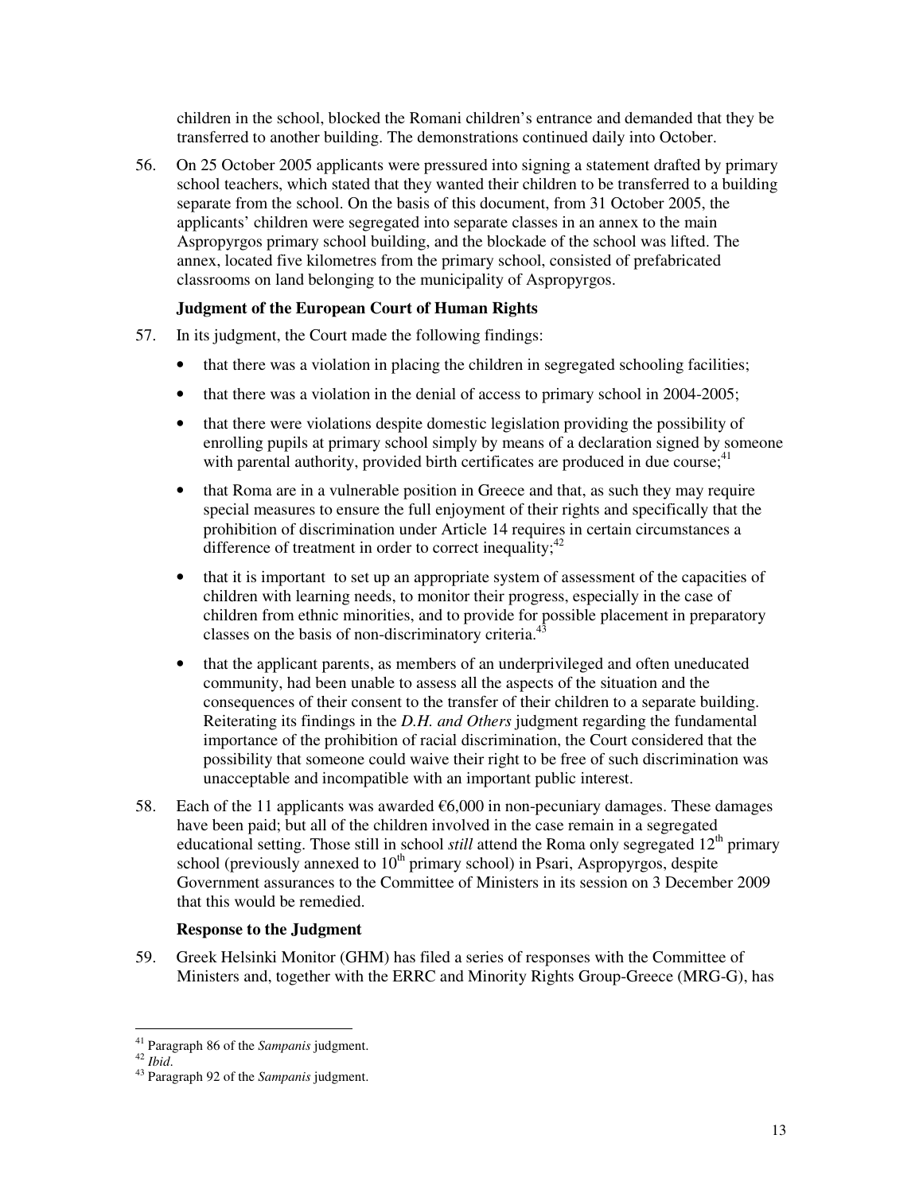children in the school, blocked the Romani children's entrance and demanded that they be transferred to another building. The demonstrations continued daily into October.

56. On 25 October 2005 applicants were pressured into signing a statement drafted by primary school teachers, which stated that they wanted their children to be transferred to a building separate from the school. On the basis of this document, from 31 October 2005, the applicants' children were segregated into separate classes in an annex to the main Aspropyrgos primary school building, and the blockade of the school was lifted. The annex, located five kilometres from the primary school, consisted of prefabricated classrooms on land belonging to the municipality of Aspropyrgos.

**Judgment of the European Court of Human Rights**

57. In its judgment, the Court made the following findings:

- that there was a violation in placing the children in segregated schooling facilities;
- that there was a violation in the denial of access to primary school in 2004-2005;
- that there were violations despite domestic legislation providing the possibility of enrolling pupils at primary school simply by means of a declaration signed by someone with parental authority, provided birth certificates are produced in due course;[41]
- that Roma are in a vulnerable position in Greece and that, as such they may require special measures to ensure the full enjoyment of their rights and specifically that the prohibition of discrimination under Article 14 requires in certain circumstances a difference of treatment in order to correct inequality;[42]
- that it is important to set up an appropriate system of assessment of the capacities of children with learning needs, to monitor their progress, especially in the case of children from ethnic minorities, and to provide for possible placement in preparatory classes on the basis of non-discriminatory criteria.[43]
- that the applicant parents, as members of an underprivileged and often uneducated community, had been unable to assess all the aspects of the situation and the consequences of their consent to the transfer of their children to a separate building. Reiterating its findings in the *D.H. and Others* judgment regarding the fundamental importance of the prohibition of racial discrimination, the Court considered that the possibility that someone could waive their right to be free of such discrimination was unacceptable and incompatible with an important public interest.

58. Each of the 11 applicants was awarded €6,000 in non-pecuniary damages. These damages have been paid; but all of the children involved in the case remain in a segregated educational setting. Those still in school *still* attend the Roma only segregated 12th primary school (previously annexed to 10th primary school) in Psari, Aspropyrgos, despite Government assurances to the Committee of Ministers in its session on 3 December 2009 that this would be remedied.

**Response to the Judgment**

59. Greek Helsinki Monitor (GHM) has filed a series of responses with the Committee of Ministers and, together with the ERRC and Minority Rights Group-Greece (MRG-G), has

---

[41] Paragraph 86 of the *Sampanis* judgment.

[42] *Ibid*.

[43] Paragraph 92 of the *Sampanis* judgment.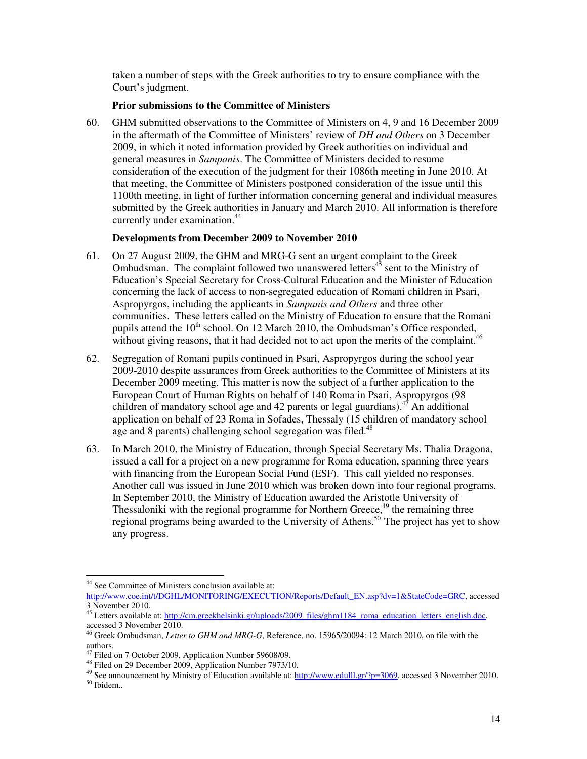taken a number of steps with the Greek authorities to try to ensure compliance with the Court's judgment.

**Prior submissions to the Committee of Ministers**

60. GHM submitted observations to the Committee of Ministers on 4, 9 and 16 December 2009 in the aftermath of the Committee of Ministers' review of *DH and Others* on 3 December 2009, in which it noted information provided by Greek authorities on individual and general measures in *Sampanis*. The Committee of Ministers decided to resume consideration of the execution of the judgment for their 1086th meeting in June 2010. At that meeting, the Committee of Ministers postponed consideration of the issue until this 1100th meeting, in light of further information concerning general and individual measures submitted by the Greek authorities in January and March 2010. All information is therefore currently under examination.[44]

**Developments from December 2009 to November 2010**

61. On 27 August 2009, the GHM and MRG-G sent an urgent complaint to the Greek Ombudsman. The complaint followed two unanswered letters[45] sent to the Ministry of Education's Special Secretary for Cross-Cultural Education and the Minister of Education concerning the lack of access to non-segregated education of Romani children in Psari, Aspropyrgos, including the applicants in *Sampanis and Others* and three other communities. These letters called on the Ministry of Education to ensure that the Romani pupils attend the 10th school. On 12 March 2010, the Ombudsman's Office responded, without giving reasons, that it had decided not to act upon the merits of the complaint.[46]

62. Segregation of Romani pupils continued in Psari, Aspropyrgos during the school year 2009-2010 despite assurances from Greek authorities to the Committee of Ministers at its December 2009 meeting. This matter is now the subject of a further application to the European Court of Human Rights on behalf of 140 Roma in Psari, Aspropyrgos (98 children of mandatory school age and 42 parents or legal guardians).[47] An additional application on behalf of 23 Roma in Sofades, Thessaly (15 children of mandatory school age and 8 parents) challenging school segregation was filed.[48]

63. In March 2010, the Ministry of Education, through Special Secretary Ms. Thalia Dragona, issued a call for a project on a new programme for Roma education, spanning three years with financing from the European Social Fund (ESF). This call yielded no responses. Another call was issued in June 2010 which was broken down into four regional programs. In September 2010, the Ministry of Education awarded the Aristotle University of Thessaloniki with the regional programme for Northern Greece,[49] the remaining three regional programs being awarded to the University of Athens.[50] The project has yet to show any progress.

---

[44] See Committee of Ministers conclusion available at: http://www.coe.int/t/DGHL/MONITORING/EXECUTION/Reports/Default_EN.asp?dv=1&StateCode=GRC, accessed 3 November 2010.

[45] Letters available at: http://cm.greekhelsinki.gr/uploads/2009_files/ghm1184_roma_education_letters_english.doc, accessed 3 November 2010.

[46] Greek Ombudsman, *Letter to GHM and MRG-G*, Reference, no. 15965/20094: 12 March 2010, on file with the authors.

[47] Filed on 7 October 2009, Application Number 59608/09.

[48] Filed on 29 December 2009, Application Number 7973/10.

[49] See announcement by Ministry of Education available at: http://www.edulll.gr/?p=3069, accessed 3 November 2010.

[50] Ibidem..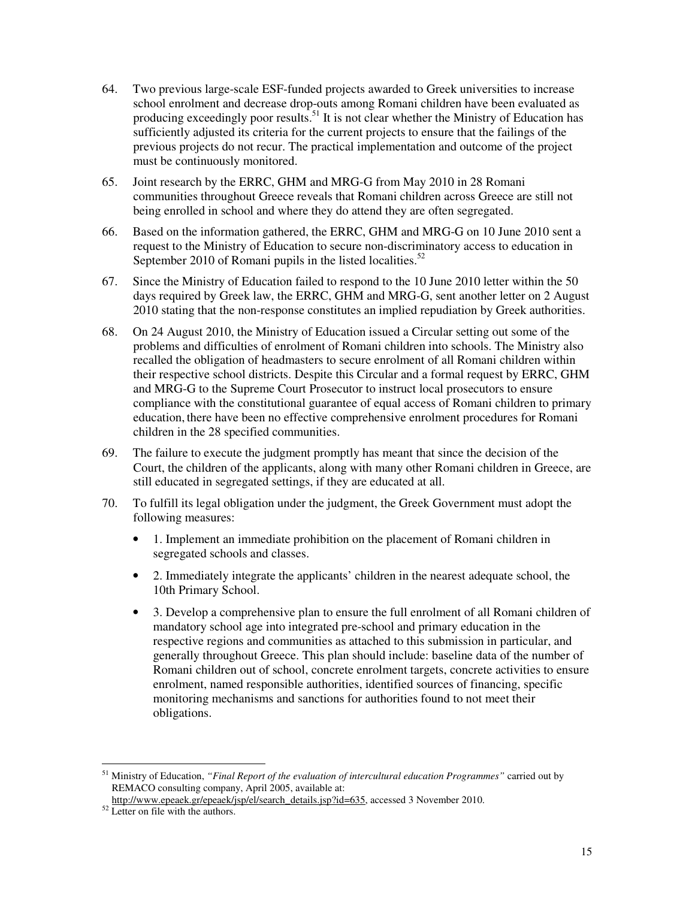64. Two previous large-scale ESF-funded projects awarded to Greek universities to increase school enrolment and decrease drop-outs among Romani children have been evaluated as producing exceedingly poor results.[51] It is not clear whether the Ministry of Education has sufficiently adjusted its criteria for the current projects to ensure that the failings of the previous projects do not recur. The practical implementation and outcome of the project must be continuously monitored.

65. Joint research by the ERRC, GHM and MRG-G from May 2010 in 28 Romani communities throughout Greece reveals that Romani children across Greece are still not being enrolled in school and where they do attend they are often segregated.

66. Based on the information gathered, the ERRC, GHM and MRG-G on 10 June 2010 sent a request to the Ministry of Education to secure non-discriminatory access to education in September 2010 of Romani pupils in the listed localities.[52]

67. Since the Ministry of Education failed to respond to the 10 June 2010 letter within the 50 days required by Greek law, the ERRC, GHM and MRG-G, sent another letter on 2 August 2010 stating that the non-response constitutes an implied repudiation by Greek authorities.

68. On 24 August 2010, the Ministry of Education issued a Circular setting out some of the problems and difficulties of enrolment of Romani children into schools. The Ministry also recalled the obligation of headmasters to secure enrolment of all Romani children within their respective school districts. Despite this Circular and a formal request by ERRC, GHM and MRG-G to the Supreme Court Prosecutor to instruct local prosecutors to ensure compliance with the constitutional guarantee of equal access of Romani children to primary education, there have been no effective comprehensive enrolment procedures for Romani children in the 28 specified communities.

69. The failure to execute the judgment promptly has meant that since the decision of the Court, the children of the applicants, along with many other Romani children in Greece, are still educated in segregated settings, if they are educated at all.

70. To fulfill its legal obligation under the judgment, the Greek Government must adopt the following measures:

- 1. Implement an immediate prohibition on the placement of Romani children in segregated schools and classes.
- 2. Immediately integrate the applicants' children in the nearest adequate school, the 10th Primary School.
- 3. Develop a comprehensive plan to ensure the full enrolment of all Romani children of mandatory school age into integrated pre-school and primary education in the respective regions and communities as attached to this submission in particular, and generally throughout Greece. This plan should include: baseline data of the number of Romani children out of school, concrete enrolment targets, concrete activities to ensure enrolment, named responsible authorities, identified sources of financing, specific monitoring mechanisms and sanctions for authorities found to not meet their obligations.

---

[51] Ministry of Education, *"Final Report of the evaluation of intercultural education Programmes"* carried out by REMACO consulting company, April 2005, available at: http://www.epeaek.gr/epeaek/jsp/el/search_details.jsp?id=635, accessed 3 November 2010.

[52] Letter on file with the authors.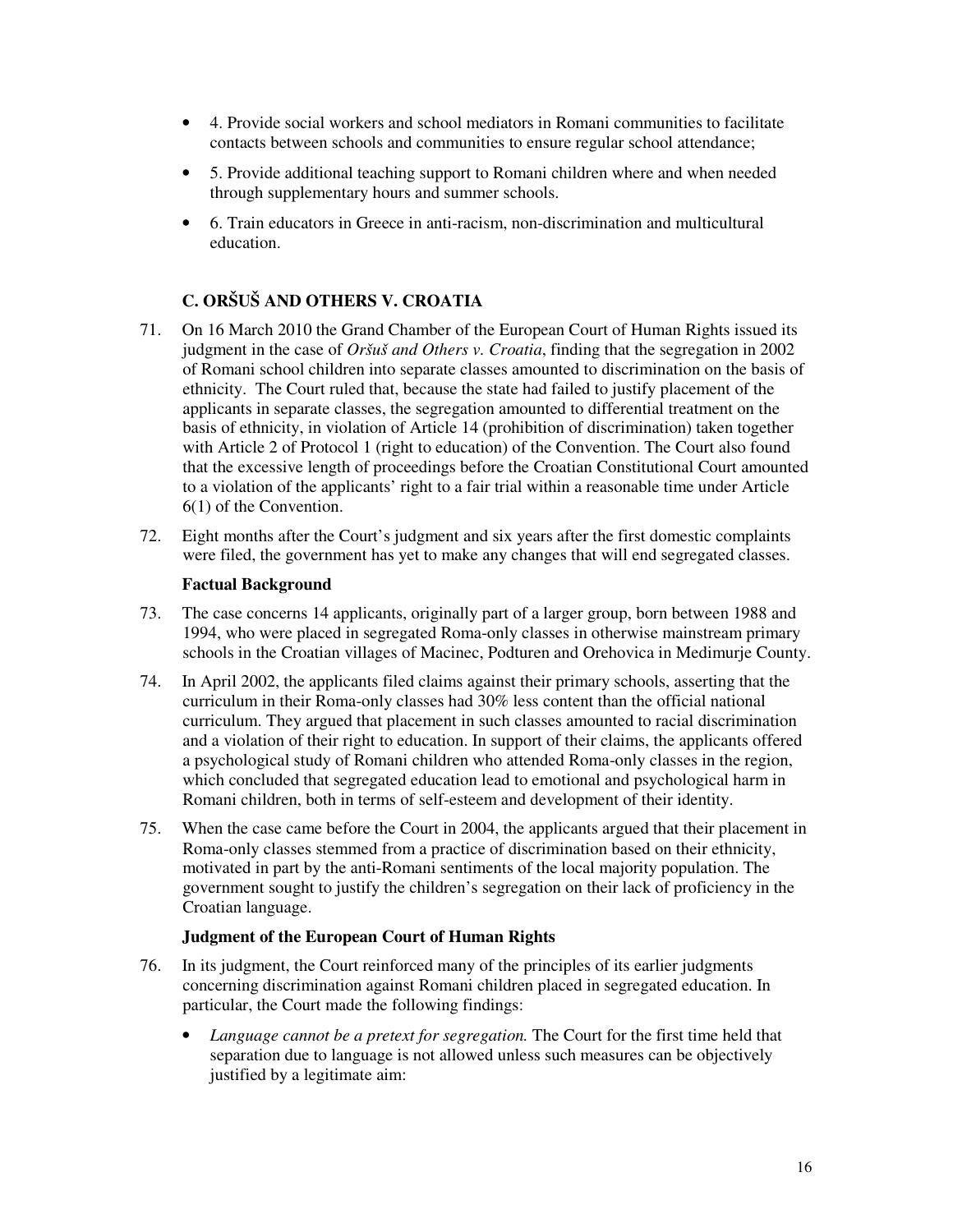- 4. Provide social workers and school mediators in Romani communities to facilitate contacts between schools and communities to ensure regular school attendance;
- 5. Provide additional teaching support to Romani children where and when needed through supplementary hours and summer schools.
- 6. Train educators in Greece in anti-racism, non-discrimination and multicultural education.

## C. ORŠUŠ AND OTHERS V. CROATIA

71. On 16 March 2010 the Grand Chamber of the European Court of Human Rights issued its judgment in the case of *Oršuš and Others v. Croatia*, finding that the segregation in 2002 of Romani school children into separate classes amounted to discrimination on the basis of ethnicity. The Court ruled that, because the state had failed to justify placement of the applicants in separate classes, the segregation amounted to differential treatment on the basis of ethnicity, in violation of Article 14 (prohibition of discrimination) taken together with Article 2 of Protocol 1 (right to education) of the Convention. The Court also found that the excessive length of proceedings before the Croatian Constitutional Court amounted to a violation of the applicants' right to a fair trial within a reasonable time under Article 6(1) of the Convention.

72. Eight months after the Court's judgment and six years after the first domestic complaints were filed, the government has yet to make any changes that will end segregated classes.

### Factual Background

73. The case concerns 14 applicants, originally part of a larger group, born between 1988 and 1994, who were placed in segregated Roma-only classes in otherwise mainstream primary schools in the Croatian villages of Macinec, Podturen and Orehovica in Medimurje County.

74. In April 2002, the applicants filed claims against their primary schools, asserting that the curriculum in their Roma-only classes had 30% less content than the official national curriculum. They argued that placement in such classes amounted to racial discrimination and a violation of their right to education. In support of their claims, the applicants offered a psychological study of Romani children who attended Roma-only classes in the region, which concluded that segregated education lead to emotional and psychological harm in Romani children, both in terms of self-esteem and development of their identity.

75. When the case came before the Court in 2004, the applicants argued that their placement in Roma-only classes stemmed from a practice of discrimination based on their ethnicity, motivated in part by the anti-Romani sentiments of the local majority population. The government sought to justify the children's segregation on their lack of proficiency in the Croatian language.

### Judgment of the European Court of Human Rights

76. In its judgment, the Court reinforced many of the principles of its earlier judgments concerning discrimination against Romani children placed in segregated education. In particular, the Court made the following findings:

    - *Language cannot be a pretext for segregation.* The Court for the first time held that separation due to language is not allowed unless such measures can be objectively justified by a legitimate aim: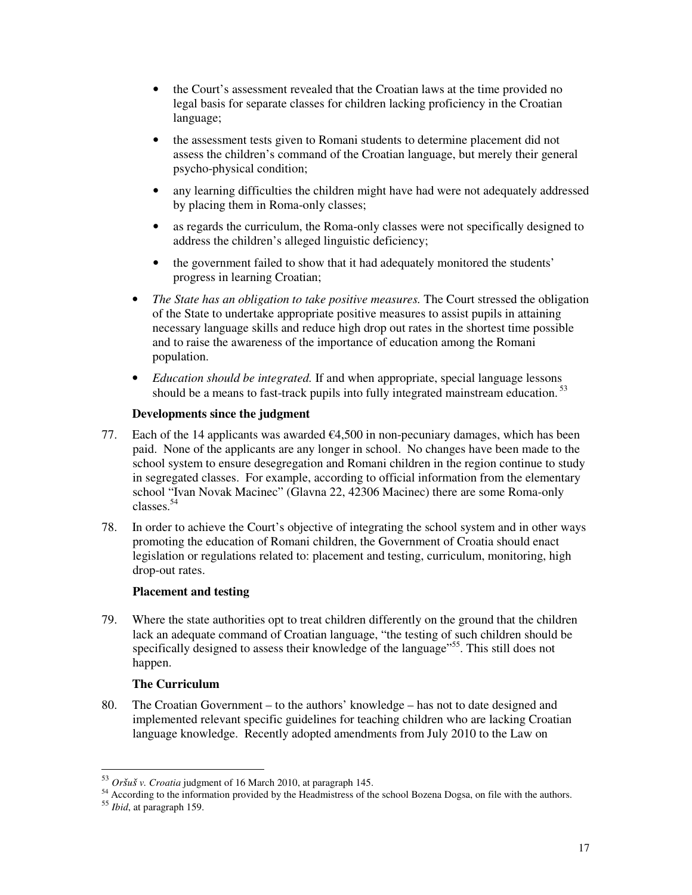- the Court's assessment revealed that the Croatian laws at the time provided no legal basis for separate classes for children lacking proficiency in the Croatian language;
- the assessment tests given to Romani students to determine placement did not assess the children's command of the Croatian language, but merely their general psycho-physical condition;
- any learning difficulties the children might have had were not adequately addressed by placing them in Roma-only classes;
- as regards the curriculum, the Roma-only classes were not specifically designed to address the children's alleged linguistic deficiency;
- the government failed to show that it had adequately monitored the students' progress in learning Croatian;

- *The State has an obligation to take positive measures.* The Court stressed the obligation of the State to undertake appropriate positive measures to assist pupils in attaining necessary language skills and reduce high drop out rates in the shortest time possible and to raise the awareness of the importance of education among the Romani population.
- *Education should be integrated.* If and when appropriate, special language lessons should be a means to fast-track pupils into fully integrated mainstream education.[53]

**Developments since the judgment**

77. Each of the 14 applicants was awarded €4,500 in non-pecuniary damages, which has been paid. None of the applicants are any longer in school. No changes have been made to the school system to ensure desegregation and Romani children in the region continue to study in segregated classes. For example, according to official information from the elementary school "Ivan Novak Macinec" (Glavna 22, 42306 Macinec) there are some Roma-only classes.[54]

78. In order to achieve the Court's objective of integrating the school system and in other ways promoting the education of Romani children, the Government of Croatia should enact legislation or regulations related to: placement and testing, curriculum, monitoring, high drop-out rates.

**Placement and testing**

79. Where the state authorities opt to treat children differently on the ground that the children lack an adequate command of Croatian language, "the testing of such children should be specifically designed to assess their knowledge of the language"[55]. This still does not happen.

**The Curriculum**

80. The Croatian Government – to the authors' knowledge – has not to date designed and implemented relevant specific guidelines for teaching children who are lacking Croatian language knowledge. Recently adopted amendments from July 2010 to the Law on

---

[53] *Oršuš v. Croatia* judgment of 16 March 2010, at paragraph 145.

[54] According to the information provided by the Headmistress of the school Bozena Dogsa, on file with the authors.

[55] *Ibid*, at paragraph 159.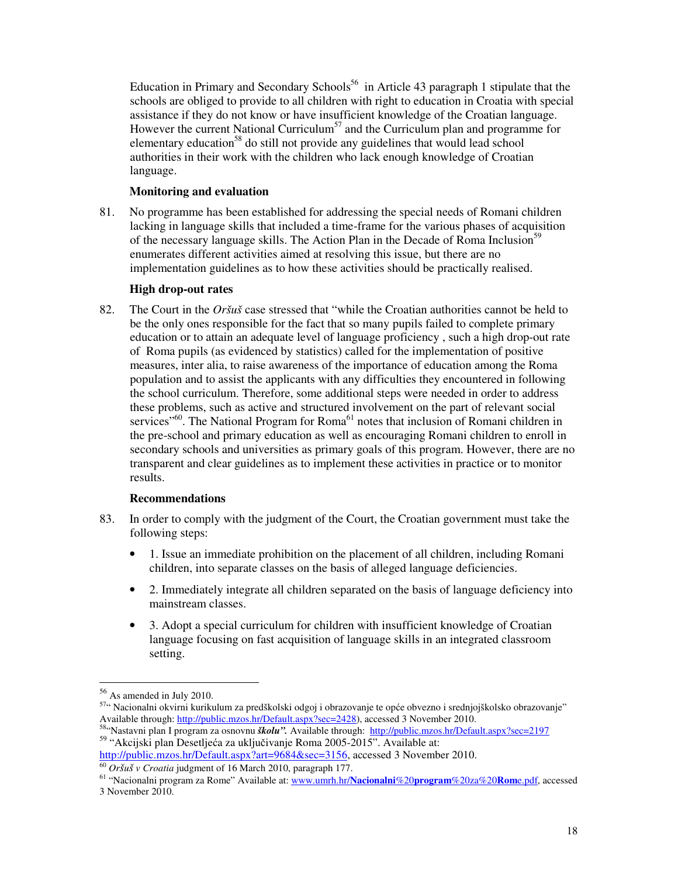Education in Primary and Secondary Schools[56] in Article 43 paragraph 1 stipulate that the schools are obliged to provide to all children with right to education in Croatia with special assistance if they do not know or have insufficient knowledge of the Croatian language. However the current National Curriculum[57] and the Curriculum plan and programme for elementary education[58] do still not provide any guidelines that would lead school authorities in their work with the children who lack enough knowledge of Croatian language.

**Monitoring and evaluation**

81. No programme has been established for addressing the special needs of Romani children lacking in language skills that included a time-frame for the various phases of acquisition of the necessary language skills. The Action Plan in the Decade of Roma Inclusion[59] enumerates different activities aimed at resolving this issue, but there are no implementation guidelines as to how these activities should be practically realised.

**High drop-out rates**

82. The Court in the *Oršuš* case stressed that "while the Croatian authorities cannot be held to be the only ones responsible for the fact that so many pupils failed to complete primary education or to attain an adequate level of language proficiency , such a high drop-out rate of Roma pupils (as evidenced by statistics) called for the implementation of positive measures, inter alia, to raise awareness of the importance of education among the Roma population and to assist the applicants with any difficulties they encountered in following the school curriculum. Therefore, some additional steps were needed in order to address these problems, such as active and structured involvement on the part of relevant social services"[60]. The National Program for Roma[61] notes that inclusion of Romani children in the pre-school and primary education as well as encouraging Romani children to enroll in secondary schools and universities as primary goals of this program. However, there are no transparent and clear guidelines as to implement these activities in practice or to monitor results.

**Recommendations**

83. In order to comply with the judgment of the Court, the Croatian government must take the following steps:

- 1. Issue an immediate prohibition on the placement of all children, including Romani children, into separate classes on the basis of alleged language deficiencies.
- 2. Immediately integrate all children separated on the basis of language deficiency into mainstream classes.
- 3. Adopt a special curriculum for children with insufficient knowledge of Croatian language focusing on fast acquisition of language skills in an integrated classroom setting.

---

[56] As amended in July 2010.

[57] " Nacionalni okvirni kurikulum za predškolski odgoj i obrazovanje te opće obvezno i srednjoškolsko obrazovanje" Available through: http://public.mzos.hr/Default.aspx?sec=2428), accessed 3 November 2010.

[58] "Nastavni plan I program za osnovnu ***školu".*** Available through: http://public.mzos.hr/Default.aspx?sec=2197

[59] "Akcijski plan Desetljeća za uključivanje Roma 2005-2015". Available at: http://public.mzos.hr/Default.aspx?art=9684&sec=3156, accessed 3 November 2010.

[60] *Oršuš v Croatia* judgment of 16 March 2010, paragraph 177.

[61] "Nacionalni program za Rome" Available at: www.umrh.hr/Nacionalni%20program%20za%20Rome.pdf, accessed 3 November 2010.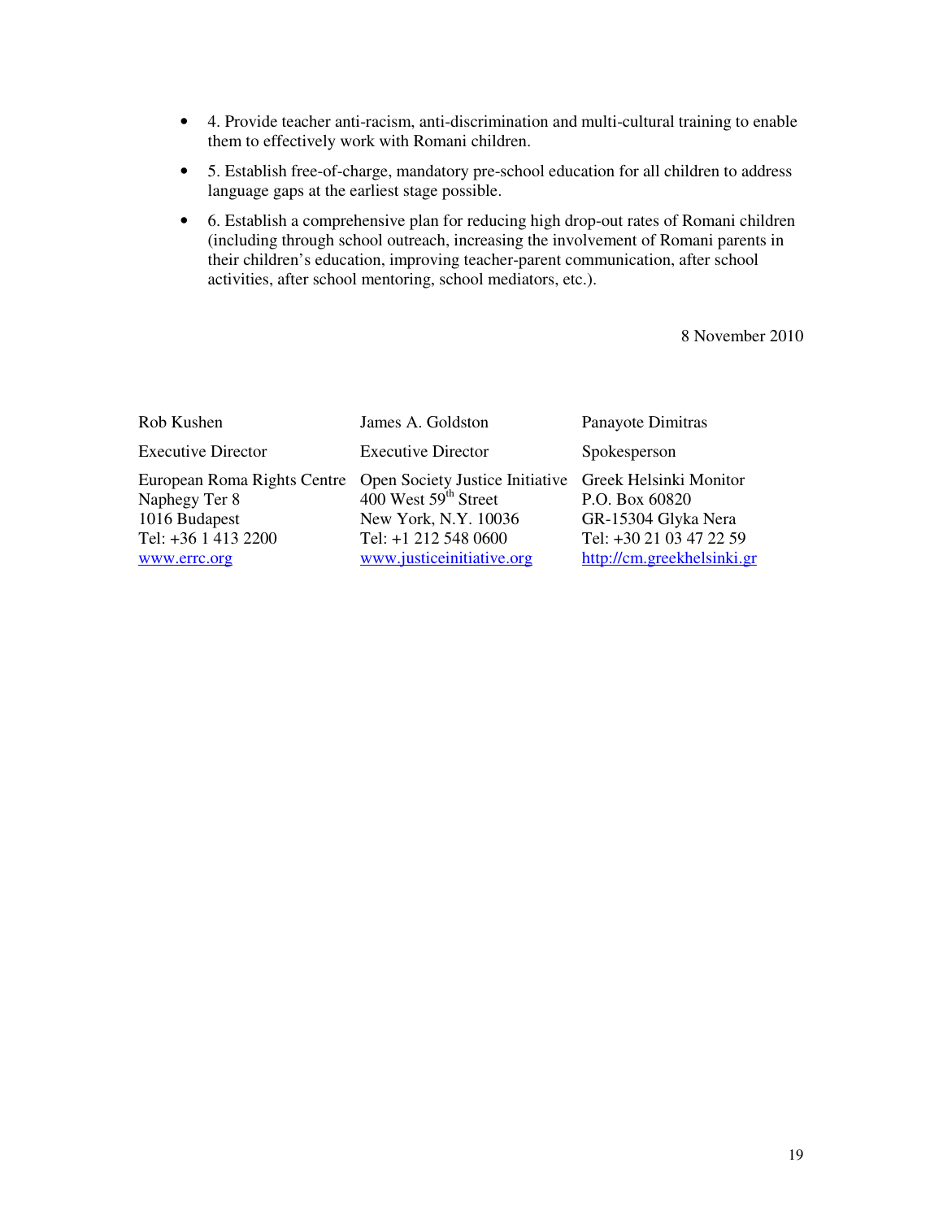- 4. Provide teacher anti-racism, anti-discrimination and multi-cultural training to enable them to effectively work with Romani children.
- 5. Establish free-of-charge, mandatory pre-school education for all children to address language gaps at the earliest stage possible.
- 6. Establish a comprehensive plan for reducing high drop-out rates of Romani children (including through school outreach, increasing the involvement of Romani parents in their children's education, improving teacher-parent communication, after school activities, after school mentoring, school mediators, etc.).

8 November 2010

| | | |
|---|---|---|
| Rob Kushen | James A. Goldston | Panayote Dimitras |
| Executive Director | Executive Director | Spokesperson |
| European Roma Rights Centre<br>Naphegy Ter 8<br>1016 Budapest<br>Tel: +36 1 413 2200<br>www.errc.org | Open Society Justice Initiative<br>400 West 59th Street<br>New York, N.Y. 10036<br>Tel: +1 212 548 0600<br>www.justiceinitiative.org | Greek Helsinki Monitor<br>P.O. Box 60820<br>GR-15304 Glyka Nera<br>Tel: +30 21 03 47 22 59<br>http://cm.greekhelsinki.gr |